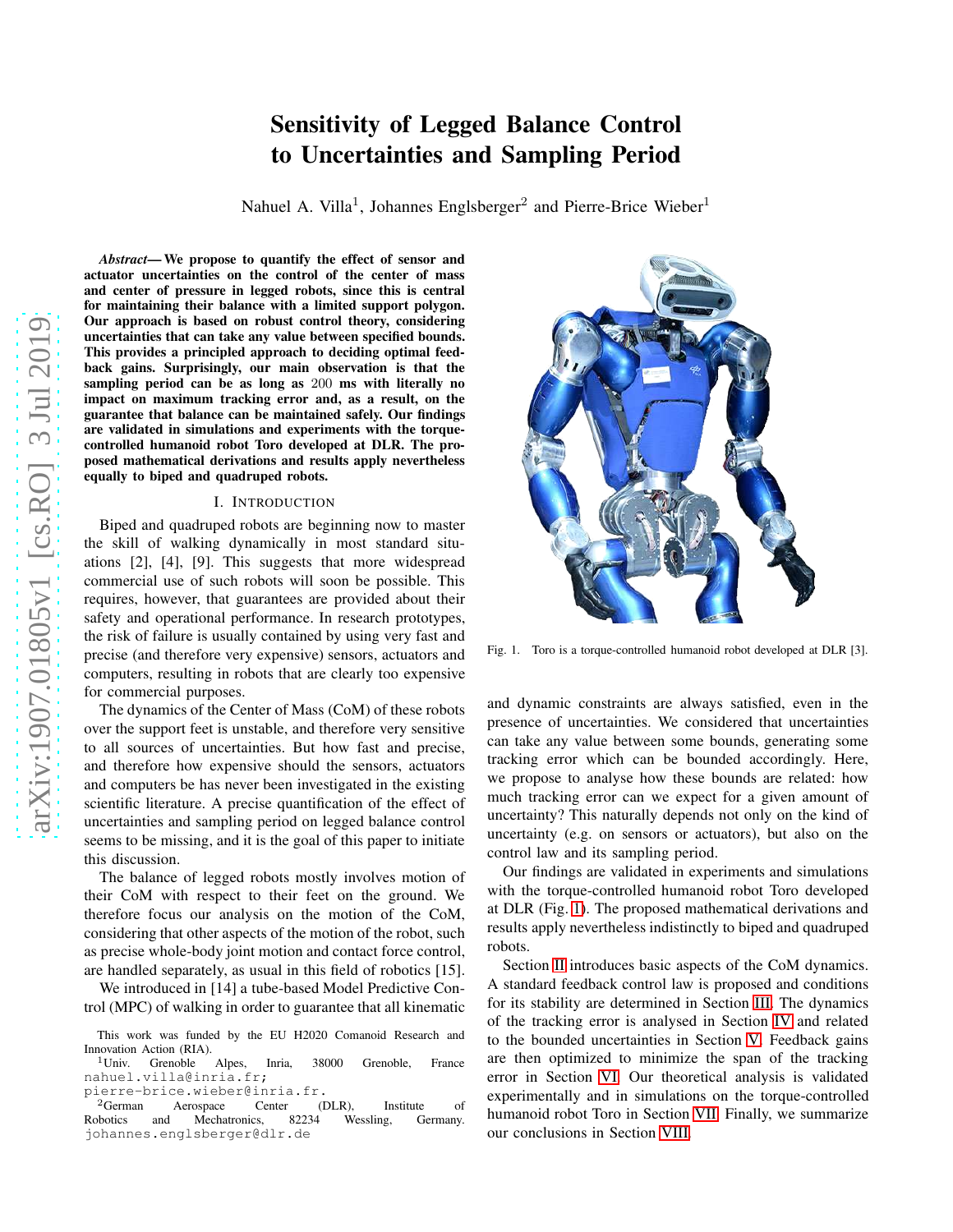# Sensitivity of Legged Balance Control to Uncertainties and Sampling Period

Nahuel A. Villa[1], Johannes Englsberger[2] and Pierre-Brice Wieber[1]

***Abstract*— We propose to quantify the effect of sensor and actuator uncertainties on the control of the center of mass and center of pressure in legged robots, since this is central for maintaining their balance with a limited support polygon. Our approach is based on robust control theory, considering uncertainties that can take any value between specified bounds. This provides a principled approach to deciding optimal feedback gains. Surprisingly, our main observation is that the sampling period can be as long as 200 ms with literally no impact on maximum tracking error and, as a result, on the guarantee that balance can be maintained safely. Our findings are validated in simulations and experiments with the torque-controlled humanoid robot Toro developed at DLR. The proposed mathematical derivations and results apply nevertheless equally to biped and quadruped robots.**

## I. Introduction

Biped and quadruped robots are beginning now to master the skill of walking dynamically in most standard situations [2], [4], [9]. This suggests that more widespread commercial use of such robots will soon be possible. This requires, however, that guarantees are provided about their safety and operational performance. In research prototypes, the risk of failure is usually contained by using very fast and precise (and therefore very expensive) sensors, actuators and computers, resulting in robots that are clearly too expensive for commercial purposes.

The dynamics of the Center of Mass (CoM) of these robots over the support feet is unstable, and therefore very sensitive to all sources of uncertainties. But how fast and precise, and therefore how expensive should the sensors, actuators and computers be has never been investigated in the existing scientific literature. A precise quantification of the effect of uncertainties and sampling period on legged balance control seems to be missing, and it is the goal of this paper to initiate this discussion.

The balance of legged robots mostly involves motion of their CoM with respect to their feet on the ground. We therefore focus our analysis on the motion of the CoM, considering that other aspects of the motion of the robot, such as precise whole-body joint motion and contact force control, are handled separately, as usual in this field of robotics [15].

We introduced in [14] a tube-based Model Predictive Control (MPC) of walking in order to guarantee that all kinematic and dynamic constraints are always satisfied, even in the presence of uncertainties. We considered that uncertainties can take any value between some bounds, generating some tracking error which can be bounded accordingly. Here, we propose to analyse how these bounds are related: how much tracking error can we expect for a given amount of uncertainty? This naturally depends not only on the kind of uncertainty (e.g. on sensors or actuators), but also on the control law and its sampling period.

Fig. 1. Toro is a torque-controlled humanoid robot developed at DLR [3].

Our findings are validated in experiments and simulations with the torque-controlled humanoid robot Toro developed at DLR (Fig. 1). The proposed mathematical derivations and results apply nevertheless indistinctly to biped and quadruped robots.

Section II introduces basic aspects of the CoM dynamics. A standard feedback control law is proposed and conditions for its stability are determined in Section III. The dynamics of the tracking error is analysed in Section IV and related to the bounded uncertainties in Section V. Feedback gains are then optimized to minimize the span of the tracking error in Section VI. Our theoretical analysis is validated experimentally and in simulations on the torque-controlled humanoid robot Toro in Section VII. Finally, we summarize our conclusions in Section VIII.

This work was funded by the EU H2020 Comanoid Research and Innovation Action (RIA).

[1]Univ. Grenoble Alpes, Inria, 38000 Grenoble, France nahuel.villa@inria.fr; pierre-brice.wieber@inria.fr.

[2]German Aerospace Center (DLR), Institute of Robotics and Mechatronics, 82234 Wessling, Germany. johannes.englsberger@dlr.de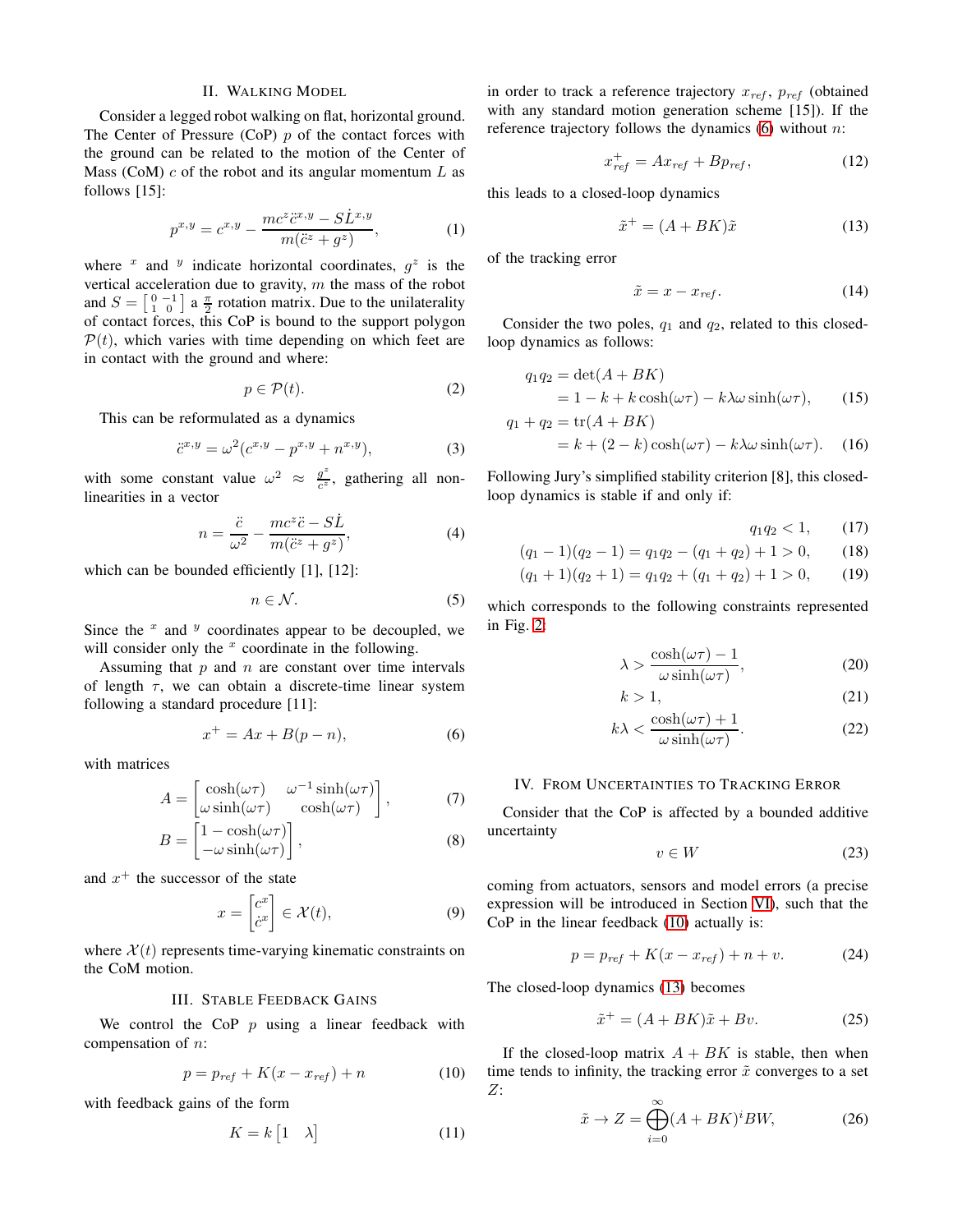## II. Walking Model

Consider a legged robot walking on flat, horizontal ground. The Center of Pressure (CoP) $p$ of the contact forces with the ground can be related to the motion of the Center of Mass (CoM) $c$ of the robot and its angular momentum $L$ as follows [15]:

$$p^{x,y} = c^{x,y} - \frac{mc^z \ddot{c}^{x,y} - S\dot{L}^{x,y}}{m(\ddot{c}^z + g^z)}, \tag{1}$$

where $^x$ and $^y$ indicate horizontal coordinates, $g^z$ is the vertical acceleration due to gravity, $m$ the mass of the robot and $S = \left[\begin{smallmatrix} 0 & -1 \\ 1 & 0 \end{smallmatrix}\right]$ a $\frac{\pi}{2}$ rotation matrix. Due to the unilaterality of contact forces, this CoP is bound to the support polygon $\mathcal{P}(t)$, which varies with time depending on which feet are in contact with the ground and where:

$$p \in \mathcal{P}(t). \tag{2}$$

This can be reformulated as a dynamics

$$\ddot{c}^{x,y} = \omega^2 (c^{x,y} - p^{x,y} + n^{x,y}), \tag{3}$$

with some constant value $\omega^2 \approx \frac{g^z}{c^z}$, gathering all non-linearities in a vector

$$n = \frac{\ddot{c}}{\omega^2} - \frac{mc^z \ddot{c} - S\dot{L}}{m(\ddot{c}^z + g^z)}, \tag{4}$$

which can be bounded efficiently [1], [12]:

$$n \in \mathcal{N}. \tag{5}$$

Since the $^x$ and $^y$ coordinates appear to be decoupled, we will consider only the $^x$ coordinate in the following.

Assuming that $p$ and $n$ are constant over time intervals of length $\tau$, we can obtain a discrete-time linear system following a standard procedure [11]:

$$x^+ = Ax + B(p - n), \tag{6}$$

with matrices

$$A = \begin{bmatrix} \cosh(\omega\tau) & \omega^{-1}\sinh(\omega\tau) \\ \omega \sinh(\omega\tau) & \cosh(\omega\tau) \end{bmatrix}, \tag{7}$$

$$B = \begin{bmatrix} 1 - \cosh(\omega\tau) \\ -\omega \sinh(\omega\tau) \end{bmatrix}, \tag{8}$$

and $x^+$ the successor of the state

$$x = \begin{bmatrix} c^x \\ \dot{c}^x \end{bmatrix} \in \mathcal{X}(t), \tag{9}$$

where $\mathcal{X}(t)$ represents time-varying kinematic constraints on the CoM motion.

## III. Stable Feedback Gains

We control the CoP $p$ using a linear feedback with compensation of $n$:

$$p = p_{ref} + K(x - x_{ref}) + n \tag{10}$$

with feedback gains of the form

$$K = k \begin{bmatrix} 1 & \lambda \end{bmatrix} \tag{11}$$

in order to track a reference trajectory $x_{ref}$, $p_{ref}$ (obtained with any standard motion generation scheme [15]). If the reference trajectory follows the dynamics (6) without $n$:

$$x^+_{ref} = Ax_{ref} + Bp_{ref}, \tag{12}$$

this leads to a closed-loop dynamics

$$\tilde{x}^+ = (A + BK)\tilde{x} \tag{13}$$

of the tracking error

$$\tilde{x} = x - x_{ref}. \tag{14}$$

Consider the two poles, $q_1$ and $q_2$, related to this closed-loop dynamics as follows:

$$\begin{aligned} q_1 q_2 &= \det(A + BK) \\ &= 1 - k + k\cosh(\omega\tau) - k\lambda\omega\sinh(\omega\tau), \end{aligned} \tag{15}$$

$$\begin{aligned} q_1 + q_2 &= \mathrm{tr}(A + BK) \\ &= k + (2 - k)\cosh(\omega\tau) - k\lambda\omega\sinh(\omega\tau). \end{aligned} \tag{16}$$

Following Jury's simplified stability criterion [8], this closed-loop dynamics is stable if and only if:

$$q_1 q_2 < 1, \tag{17}$$

$$(q_1 - 1)(q_2 - 1) = q_1 q_2 - (q_1 + q_2) + 1 > 0, \tag{18}$$

$$(q_1 + 1)(q_2 + 1) = q_1 q_2 + (q_1 + q_2) + 1 > 0, \tag{19}$$

which corresponds to the following constraints represented in Fig. 2:

$$\lambda > \frac{\cosh(\omega\tau) - 1}{\omega \sinh(\omega\tau)}, \tag{20}$$

$$k > 1, \tag{21}$$

$$k\lambda < \frac{\cosh(\omega\tau) + 1}{\omega \sinh(\omega\tau)}. \tag{22}$$

## IV. From Uncertainties to Tracking Error

Consider that the CoP is affected by a bounded additive uncertainty

$$v \in W \tag{23}$$

coming from actuators, sensors and model errors (a precise expression will be introduced in Section VI), such that the CoP in the linear feedback (10) actually is:

$$p = p_{ref} + K(x - x_{ref}) + n + v. \tag{24}$$

The closed-loop dynamics (13) becomes

$$\tilde{x}^+ = (A + BK)\tilde{x} + Bv. \tag{25}$$

If the closed-loop matrix $A + BK$ is stable, then when time tends to infinity, the tracking error $\tilde{x}$ converges to a set $Z$:

$$\tilde{x} \to Z = \bigoplus_{i=0}^{\infty} (A + BK)^i BW, \tag{26}$$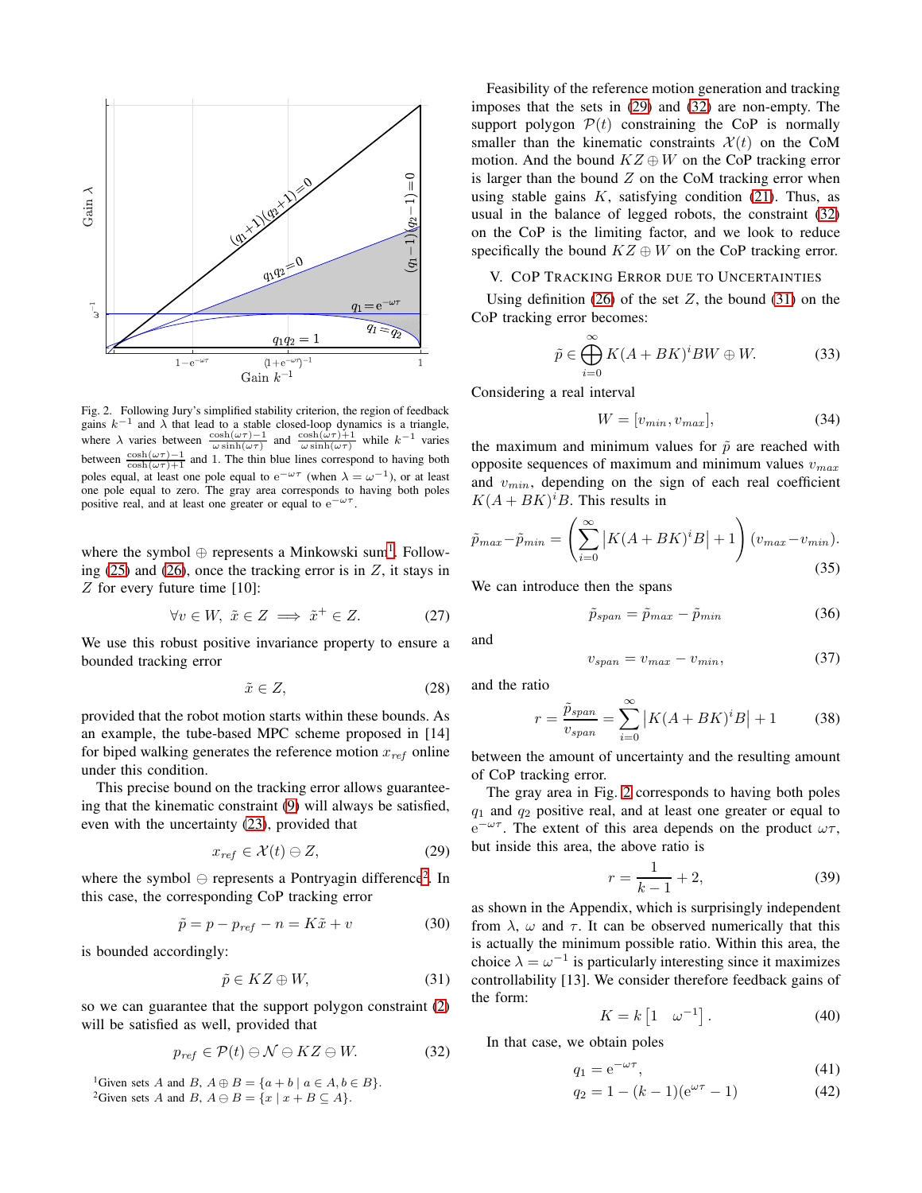Fig. 2. Following Jury's simplified stability criterion, the region of feedback gains $k^{-1}$ and $\lambda$ that lead to a stable closed-loop dynamics is a triangle, where $\lambda$ varies between $\frac{\cosh(\omega\tau)-1}{\omega\sinh(\omega\tau)}$ and $\frac{\cosh(\omega\tau)+1}{\omega\sinh(\omega\tau)}$ while $k^{-1}$ varies between $\frac{\cosh(\omega\tau)-1}{\cosh(\omega\tau)+1}$ and 1. The thin blue lines correspond to having both poles equal, at least one pole equal to $e^{-\omega\tau}$ (when $\lambda = \omega^{-1}$), or at least one pole equal to zero. The gray area corresponds to having both poles positive real, and at least one greater or equal to $e^{-\omega\tau}$.

where the symbol $\oplus$ represents a Minkowski sum[1]. Following (25) and (26), once the tracking error is in $Z$, it stays in $Z$ for every future time [10]:

$$\forall v \in W,\ \tilde{x} \in Z \implies \tilde{x}^{+} \in Z. \tag{27}$$

We use this robust positive invariance property to ensure a bounded tracking error

$$\tilde{x} \in Z, \tag{28}$$

provided that the robot motion starts within these bounds. As an example, the tube-based MPC scheme proposed in [14] for biped walking generates the reference motion $x_{ref}$ online under this condition.

This precise bound on the tracking error allows guaranteeing that the kinematic constraint (9) will always be satisfied, even with the uncertainty (23), provided that

$$x_{ref} \in \mathcal{X}(t) \ominus Z, \tag{29}$$

where the symbol $\ominus$ represents a Pontryagin difference[2]. In this case, the corresponding CoP tracking error

$$\tilde{p} = p - p_{ref} - n = K\tilde{x} + v \tag{30}$$

is bounded accordingly:

$$\tilde{p} \in KZ \oplus W, \tag{31}$$

so we can guarantee that the support polygon constraint (2) will be satisfied as well, provided that

$$p_{ref} \in \mathcal{P}(t) \ominus \mathcal{N} \ominus KZ \ominus W. \tag{32}$$

[1] Given sets $A$ and $B$, $A \oplus B = \{a + b \mid a \in A, b \in B\}$.
[2] Given sets $A$ and $B$, $A \ominus B = \{x \mid x + B \subseteq A\}$.

Feasibility of the reference motion generation and tracking imposes that the sets in (29) and (32) are non-empty. The support polygon $\mathcal{P}(t)$ constraining the CoP is normally smaller than the kinematic constraints $\mathcal{X}(t)$ on the CoM motion. And the bound $KZ \oplus W$ on the CoP tracking error is larger than the bound $Z$ on the CoM tracking error when using stable gains $K$, satisfying condition (21). Thus, as usual in the balance of legged robots, the constraint (32) on the CoP is the limiting factor, and we look to reduce specifically the bound $KZ \oplus W$ on the CoP tracking error.

## V. CoP Tracking Error due to Uncertainties

Using definition (26) of the set $Z$, the bound (31) on the CoP tracking error becomes:

$$\tilde{p} \in \bigoplus_{i=0}^{\infty} K(A+BK)^{i}BW \oplus W. \tag{33}$$

Considering a real interval

$$W = [v_{min}, v_{max}], \tag{34}$$

the maximum and minimum values for $\tilde{p}$ are reached with opposite sequences of maximum and minimum values $v_{max}$ and $v_{min}$, depending on the sign of each real coefficient $K(A+BK)^{i}B$. This results in

$$\tilde{p}_{max} - \tilde{p}_{min} = \left(\sum_{i=0}^{\infty} \left|K(A+BK)^{i}B\right| + 1\right)(v_{max} - v_{min}). \tag{35}$$

We can introduce then the spans

$$\tilde{p}_{span} = \tilde{p}_{max} - \tilde{p}_{min} \tag{36}$$

and

$$v_{span} = v_{max} - v_{min}, \tag{37}$$

and the ratio

$$r = \frac{\tilde{p}_{span}}{v_{span}} = \sum_{i=0}^{\infty} \left|K(A+BK)^{i}B\right| + 1 \tag{38}$$

between the amount of uncertainty and the resulting amount of CoP tracking error.

The gray area in Fig. 2 corresponds to having both poles $q_1$ and $q_2$ positive real, and at least one greater or equal to $e^{-\omega\tau}$. The extent of this area depends on the product $\omega\tau$, but inside this area, the above ratio is

$$r = \frac{1}{k-1} + 2, \tag{39}$$

as shown in the Appendix, which is surprisingly independent from $\lambda$, $\omega$ and $\tau$. It can be observed numerically that this is actually the minimum possible ratio. Within this area, the choice $\lambda = \omega^{-1}$ is particularly interesting since it maximizes controllability [13]. We consider therefore feedback gains of the form:

$$K = k\begin{bmatrix} 1 & \omega^{-1} \end{bmatrix}. \tag{40}$$

In that case, we obtain poles

$$q_1 = e^{-\omega\tau}, \tag{41}$$

$$q_2 = 1 - (k-1)(e^{\omega\tau} - 1) \tag{42}$$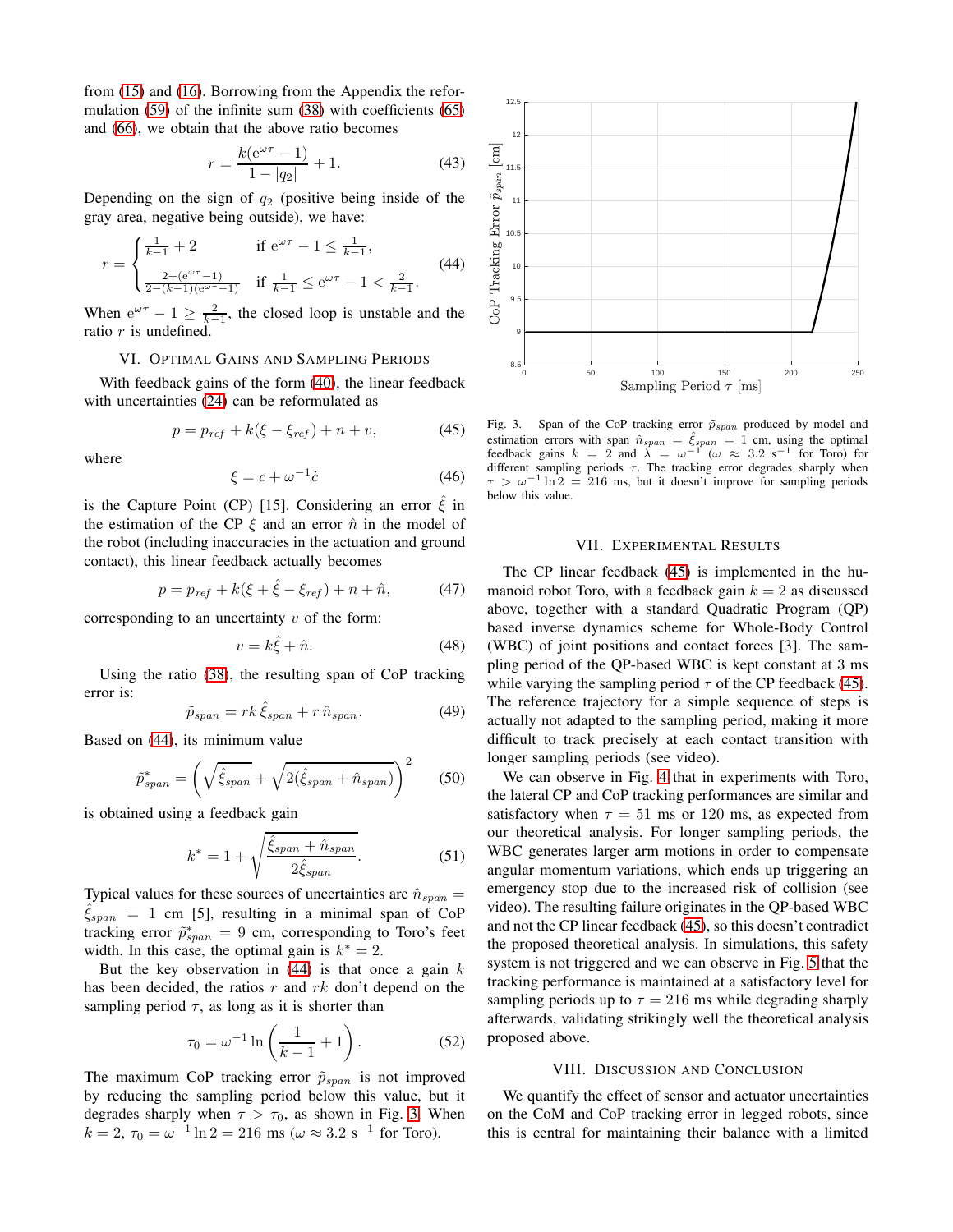from (15) and (16). Borrowing from the Appendix the reformulation (59) of the infinite sum (38) with coefficients (65) and (66), we obtain that the above ratio becomes

$$r = \frac{k(\mathrm{e}^{\omega\tau} - 1)}{1 - |q_2|} + 1. \tag{43}$$

Depending on the sign of $q_2$ (positive being inside of the gray area, negative being outside), we have:

$$r = \begin{cases} \frac{1}{k-1} + 2 & \text{if } \mathrm{e}^{\omega\tau} - 1 \leq \frac{1}{k-1}, \\ \frac{2+(\mathrm{e}^{\omega\tau}-1)}{2-(k-1)(\mathrm{e}^{\omega\tau}-1)} & \text{if } \frac{1}{k-1} \leq \mathrm{e}^{\omega\tau} - 1 < \frac{2}{k-1}. \end{cases} \tag{44}$$

When $\mathrm{e}^{\omega\tau} - 1 \geq \frac{2}{k-1}$, the closed loop is unstable and the ratio $r$ is undefined.

## VI. Optimal Gains and Sampling Periods

With feedback gains of the form (40), the linear feedback with uncertainties (24) can be reformulated as

$$p = p_{ref} + k(\xi - \xi_{ref}) + n + v, \tag{45}$$

where

$$\xi = c + \omega^{-1}\dot{c} \tag{46}$$

is the Capture Point (CP) [15]. Considering an error $\hat{\xi}$ in the estimation of the CP $\xi$ and an error $\hat{n}$ in the model of the robot (including inaccuracies in the actuation and ground contact), this linear feedback actually becomes

$$p = p_{ref} + k(\xi + \hat{\xi} - \xi_{ref}) + n + \hat{n}, \tag{47}$$

corresponding to an uncertainty $v$ of the form:

$$v = k\hat{\xi} + \hat{n}. \tag{48}$$

Using the ratio (38), the resulting span of CoP tracking error is:

$$\tilde{p}_{span} = rk\,\hat{\xi}_{span} + r\,\hat{n}_{span}. \tag{49}$$

Based on (44), its minimum value

$$\tilde{p}^*_{span} = \left(\sqrt{\hat{\xi}_{span}} + \sqrt{2(\hat{\xi}_{span} + \hat{n}_{span})}\right)^2 \tag{50}$$

is obtained using a feedback gain

$$k^* = 1 + \sqrt{\frac{\hat{\xi}_{span} + \hat{n}_{span}}{2\hat{\xi}_{span}}}. \tag{51}$$

Typical values for these sources of uncertainties are $\hat{n}_{span} = \hat{\xi}_{span} = 1$ cm [5], resulting in a minimal span of CoP tracking error $\tilde{p}^*_{span} = 9$ cm, corresponding to Toro's feet width. In this case, the optimal gain is $k^* = 2$.

But the key observation in (44) is that once a gain $k$ has been decided, the ratios $r$ and $rk$ don't depend on the sampling period $\tau$, as long as it is shorter than

$$\tau_0 = \omega^{-1}\ln\left(\frac{1}{k-1} + 1\right). \tag{52}$$

The maximum CoP tracking error $\tilde{p}_{span}$ is not improved by reducing the sampling period below this value, but it degrades sharply when $\tau > \tau_0$, as shown in Fig. 3. When $k = 2$, $\tau_0 = \omega^{-1}\ln 2 = 216$ ms ($\omega \approx 3.2$ s$^{-1}$ for Toro).

Fig. 3. Span of the CoP tracking error $\tilde{p}_{span}$ produced by model and estimation errors with span $\hat{n}_{span} = \hat{\xi}_{span} = 1$ cm, using the optimal feedback gains $k = 2$ and $\lambda = \omega^{-1}$ ($\omega \approx 3.2$ s$^{-1}$ for Toro) for different sampling periods $\tau$. The tracking error degrades sharply when $\tau > \omega^{-1}\ln 2 = 216$ ms, but it doesn't improve for sampling periods below this value.

## VII. Experimental Results

The CP linear feedback (45) is implemented in the humanoid robot Toro, with a feedback gain $k = 2$ as discussed above, together with a standard Quadratic Program (QP) based inverse dynamics scheme for Whole-Body Control (WBC) of joint positions and contact forces [3]. The sampling period of the QP-based WBC is kept constant at 3 ms while varying the sampling period $\tau$ of the CP feedback (45). The reference trajectory for a simple sequence of steps is actually not adapted to the sampling period, making it more difficult to track precisely at each contact transition with longer sampling periods (see video).

We can observe in Fig. 4 that in experiments with Toro, the lateral CP and CoP tracking performances are similar and satisfactory when $\tau = 51$ ms or 120 ms, as expected from our theoretical analysis. For longer sampling periods, the WBC generates larger arm motions in order to compensate angular momentum variations, which ends up triggering an emergency stop due to the increased risk of collision (see video). The resulting failure originates in the QP-based WBC and not the CP linear feedback (45), so this doesn't contradict the proposed theoretical analysis. In simulations, this safety system is not triggered and we can observe in Fig. 5 that the tracking performance is maintained at a satisfactory level for sampling periods up to $\tau = 216$ ms while degrading sharply afterwards, validating strikingly well the theoretical analysis proposed above.

## VIII. Discussion and Conclusion

We quantify the effect of sensor and actuator uncertainties on the CoM and CoP tracking error in legged robots, since this is central for maintaining their balance with a limited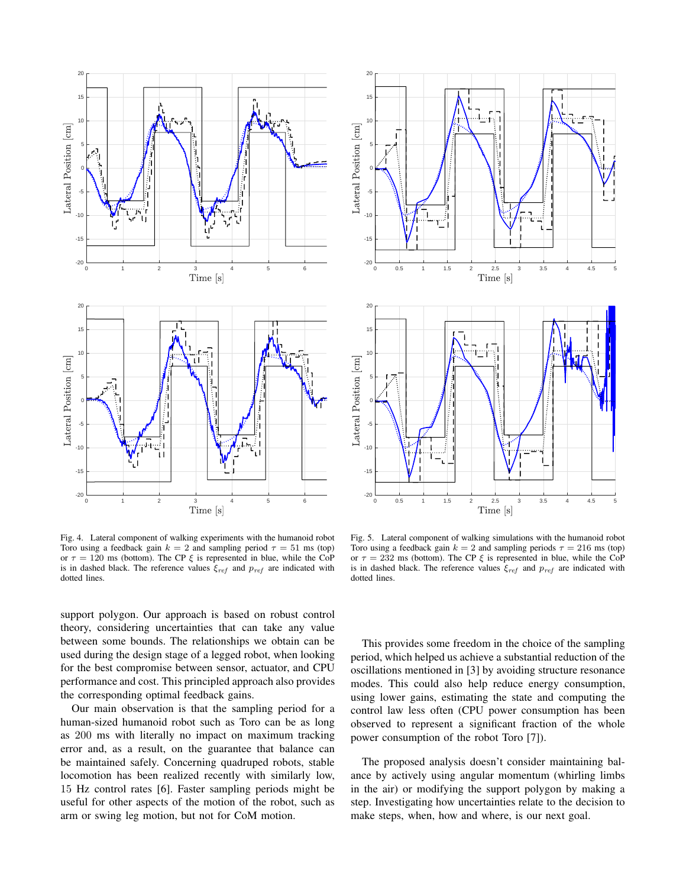Fig. 4. Lateral component of walking experiments with the humanoid robot Toro using a feedback gain $k = 2$ and sampling period $\tau = 51$ ms (top) or $\tau = 120$ ms (bottom). The CP $\xi$ is represented in blue, while the CoP is in dashed black. The reference values $\xi_{ref}$ and $p_{ref}$ are indicated with dotted lines.

Fig. 5. Lateral component of walking simulations with the humanoid robot Toro using a feedback gain $k = 2$ and sampling periods $\tau = 216$ ms (top) or $\tau = 232$ ms (bottom). The CP $\xi$ is represented in blue, while the CoP is in dashed black. The reference values $\xi_{ref}$ and $p_{ref}$ are indicated with dotted lines.

support polygon. Our approach is based on robust control theory, considering uncertainties that can take any value between some bounds. The relationships we obtain can be used during the design stage of a legged robot, when looking for the best compromise between sensor, actuator, and CPU performance and cost. This principled approach also provides the corresponding optimal feedback gains.

Our main observation is that the sampling period for a human-sized humanoid robot such as Toro can be as long as 200 ms with literally no impact on maximum tracking error and, as a result, on the guarantee that balance can be maintained safely. Concerning quadruped robots, stable locomotion has been realized recently with similarly low, 15 Hz control rates [6]. Faster sampling periods might be useful for other aspects of the motion of the robot, such as arm or swing leg motion, but not for CoM motion.

This provides some freedom in the choice of the sampling period, which helped us achieve a substantial reduction of the oscillations mentioned in [3] by avoiding structure resonance modes. This could also help reduce energy consumption, using lower gains, estimating the state and computing the control law less often (CPU power consumption has been observed to represent a significant fraction of the whole power consumption of the robot Toro [7]).

The proposed analysis doesn't consider maintaining balance by actively using angular momentum (whirling limbs in the air) or modifying the support polygon by making a step. Investigating how uncertainties relate to the decision to make steps, when, how and where, is our next goal.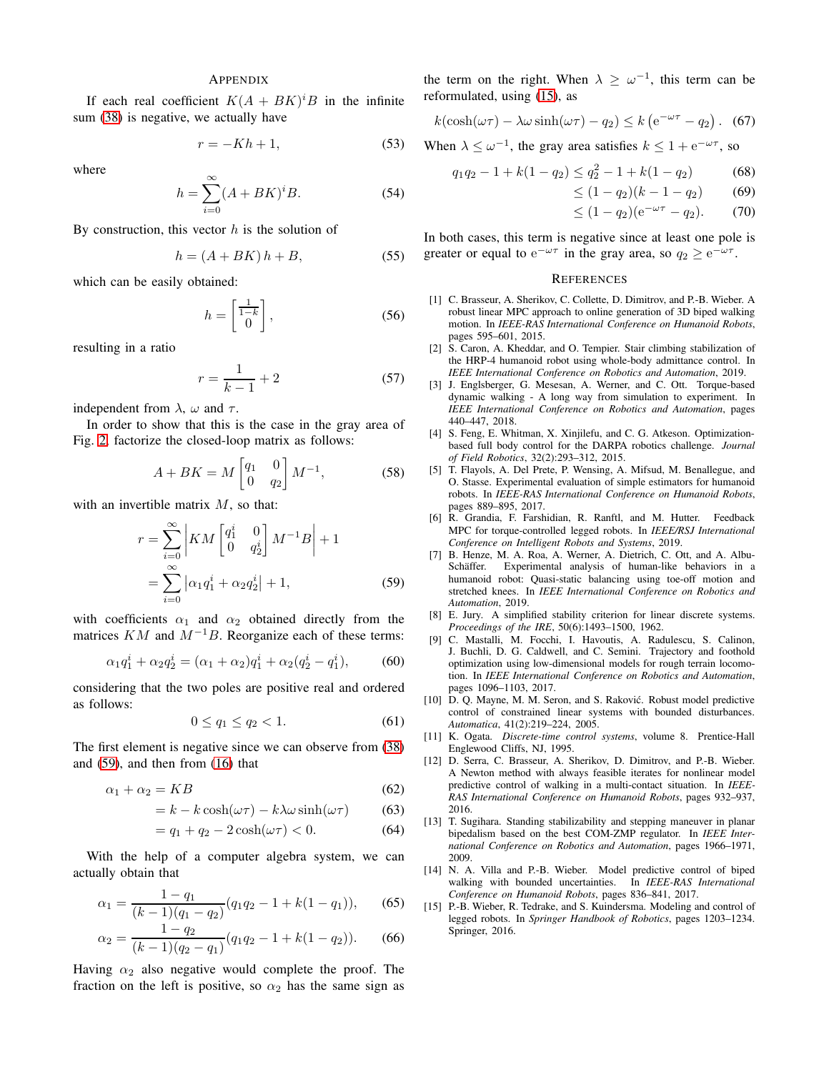## Appendix

If each real coefficient $K(A+BK)^iB$ in the infinite sum (38) is negative, we actually have

$$r = -Kh + 1, \tag{53}$$

where

$$h = \sum_{i=0}^{\infty} (A+BK)^i B. \tag{54}$$

By construction, this vector $h$ is the solution of

$$h = (A+BK)\,h + B, \tag{55}$$

which can be easily obtained:

$$h = \begin{bmatrix} \frac{1}{1-k} \\ 0 \end{bmatrix}, \tag{56}$$

resulting in a ratio

$$r = \frac{1}{k-1} + 2 \tag{57}$$

independent from $\lambda$, $\omega$ and $\tau$.

In order to show that this is the case in the gray area of Fig. 2, factorize the closed-loop matrix as follows:

$$A + BK = M \begin{bmatrix} q_1 & 0 \\ 0 & q_2 \end{bmatrix} M^{-1}, \tag{58}$$

with an invertible matrix $M$, so that:

$$\begin{aligned} r &= \sum_{i=0}^{\infty} \left| KM \begin{bmatrix} q_1^i & 0 \\ 0 & q_2^i \end{bmatrix} M^{-1} B \right| + 1 \\ &= \sum_{i=0}^{\infty} \left| \alpha_1 q_1^i + \alpha_2 q_2^i \right| + 1, \end{aligned} \tag{59}$$

with coefficients $\alpha_1$ and $\alpha_2$ obtained directly from the matrices $KM$ and $M^{-1}B$. Reorganize each of these terms:

$$\alpha_1 q_1^i + \alpha_2 q_2^i = (\alpha_1 + \alpha_2) q_1^i + \alpha_2 (q_2^i - q_1^i), \tag{60}$$

considering that the two poles are positive real and ordered as follows:

$$0 \leq q_1 \leq q_2 < 1. \tag{61}$$

The first element is negative since we can observe from (38) and (59), and then from (16) that

$$\begin{aligned} \alpha_1 + \alpha_2 &= KB & (62) \\ &= k - k\cosh(\omega\tau) - k\lambda\omega\sinh(\omega\tau) & (63) \\ &= q_1 + q_2 - 2\cosh(\omega\tau) < 0. & (64) \end{aligned}$$

With the help of a computer algebra system, we can actually obtain that

$$\alpha_1 = \frac{1-q_1}{(k-1)(q_1-q_2)} (q_1 q_2 - 1 + k(1-q_1)), \tag{65}$$

$$\alpha_2 = \frac{1-q_2}{(k-1)(q_2-q_1)} (q_1 q_2 - 1 + k(1-q_2)). \tag{66}$$

Having $\alpha_2$ also negative would complete the proof. The fraction on the left is positive, so $\alpha_2$ has the same sign as the term on the right. When $\lambda \geq \omega^{-1}$, this term can be reformulated, using (15), as

$$k(\cosh(\omega\tau) - \lambda\omega\sinh(\omega\tau) - q_2) \leq k\left(\mathrm{e}^{-\omega\tau} - q_2\right). \tag{67}$$

When $\lambda \leq \omega^{-1}$, the gray area satisfies $k \leq 1 + \mathrm{e}^{-\omega\tau}$, so

$$\begin{aligned} q_1 q_2 - 1 + k(1-q_2) &\leq q_2^2 - 1 + k(1-q_2) & (68) \\ &\leq (1-q_2)(k-1-q_2) & (69) \\ &\leq (1-q_2)(\mathrm{e}^{-\omega\tau} - q_2). & (70) \end{aligned}$$

In both cases, this term is negative since at least one pole is greater or equal to $\mathrm{e}^{-\omega\tau}$ in the gray area, so $q_2 \geq \mathrm{e}^{-\omega\tau}$.

## References

[1] C. Brasseur, A. Sherikov, C. Collette, D. Dimitrov, and P.-B. Wieber. A robust linear MPC approach to online generation of 3D biped walking motion. In *IEEE-RAS International Conference on Humanoid Robots*, pages 595–601, 2015.

[2] S. Caron, A. Kheddar, and O. Tempier. Stair climbing stabilization of the HRP-4 humanoid robot using whole-body admittance control. In *IEEE International Conference on Robotics and Automation*, 2019.

[3] J. Englsberger, G. Mesesan, A. Werner, and C. Ott. Torque-based dynamic walking - A long way from simulation to experiment. In *IEEE International Conference on Robotics and Automation*, pages 440–447, 2018.

[4] S. Feng, E. Whitman, X. Xinjilefu, and C. G. Atkeson. Optimization-based full body control for the DARPA robotics challenge. *Journal of Field Robotics*, 32(2):293–312, 2015.

[5] T. Flayols, A. Del Prete, P. Wensing, A. Mifsud, M. Benallegue, and O. Stasse. Experimental evaluation of simple estimators for humanoid robots. In *IEEE-RAS International Conference on Humanoid Robots*, pages 889–895, 2017.

[6] R. Grandia, F. Farshidian, R. Ranftl, and M. Hutter. Feedback MPC for torque-controlled legged robots. In *IEEE/RSJ International Conference on Intelligent Robots and Systems*, 2019.

[7] B. Henze, M. A. Roa, A. Werner, A. Dietrich, C. Ott, and A. Albu-Schäffer. Experimental analysis of human-like behaviors in a humanoid robot: Quasi-static balancing using toe-off motion and stretched knees. In *IEEE International Conference on Robotics and Automation*, 2019.

[8] E. Jury. A simplified stability criterion for linear discrete systems. *Proceedings of the IRE*, 50(6):1493–1500, 1962.

[9] C. Mastalli, M. Focchi, I. Havoutis, A. Radulescu, S. Calinon, J. Buchli, D. G. Caldwell, and C. Semini. Trajectory and foothold optimization using low-dimensional models for rough terrain locomotion. In *IEEE International Conference on Robotics and Automation*, pages 1096–1103, 2017.

[10] D. Q. Mayne, M. M. Seron, and S. Raković. Robust model predictive control of constrained linear systems with bounded disturbances. *Automatica*, 41(2):219–224, 2005.

[11] K. Ogata. *Discrete-time control systems*, volume 8. Prentice-Hall Englewood Cliffs, NJ, 1995.

[12] D. Serra, C. Brasseur, A. Sherikov, D. Dimitrov, and P.-B. Wieber. A Newton method with always feasible iterates for nonlinear model predictive control of walking in a multi-contact situation. In *IEEE-RAS International Conference on Humanoid Robots*, pages 932–937, 2016.

[13] T. Sugihara. Standing stabilizability and stepping maneuver in planar bipedalism based on the best COM-ZMP regulator. In *IEEE International Conference on Robotics and Automation*, pages 1966–1971, 2009.

[14] N. A. Villa and P.-B. Wieber. Model predictive control of biped walking with bounded uncertainties. In *IEEE-RAS International Conference on Humanoid Robots*, pages 836–841, 2017.

[15] P.-B. Wieber, R. Tedrake, and S. Kuindersma. Modeling and control of legged robots. In *Springer Handbook of Robotics*, pages 1203–1234. Springer, 2016.